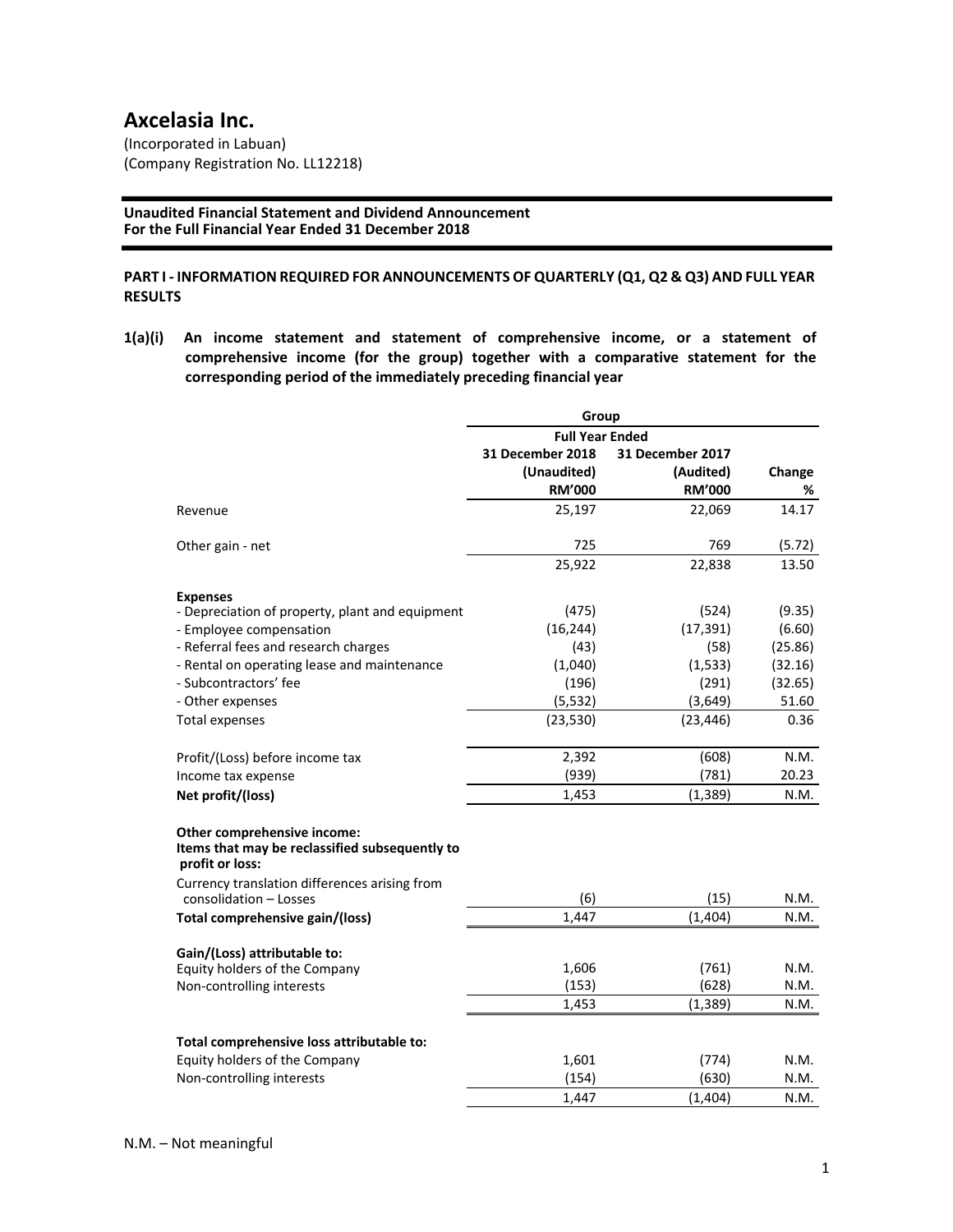# Axcelasia Inc.

(Incorporated in Labuan)
(Company Registration No. LL12218)

**Unaudited Financial Statement and Dividend Announcement**
**For the Full Financial Year Ended 31 December 2018**

## PART I - INFORMATION REQUIRED FOR ANNOUNCEMENTS OF QUARTERLY (Q1, Q2 & Q3) AND FULL YEAR RESULTS

**1(a)(i) An income statement and statement of comprehensive income, or a statement of comprehensive income (for the group) together with a comparative statement for the corresponding period of the immediately preceding financial year**

| | Group | | |
|---|---|---|---|
| | Full Year Ended | | |
| | 31 December 2018 (Unaudited) RM'000 | 31 December 2017 (Audited) RM'000 | Change % |
| Revenue | 25,197 | 22,069 | 14.17 |
| Other gain - net | 725 | 769 | (5.72) |
| | 25,922 | 22,838 | 13.50 |
| **Expenses** | | | |
| - Depreciation of property, plant and equipment | (475) | (524) | (9.35) |
| - Employee compensation | (16,244) | (17,391) | (6.60) |
| - Referral fees and research charges | (43) | (58) | (25.86) |
| - Rental on operating lease and maintenance | (1,040) | (1,533) | (32.16) |
| - Subcontractors' fee | (196) | (291) | (32.65) |
| - Other expenses | (5,532) | (3,649) | 51.60 |
| Total expenses | (23,530) | (23,446) | 0.36 |
| Profit/(Loss) before income tax | 2,392 | (608) | N.M. |
| Income tax expense | (939) | (781) | 20.23 |
| **Net profit/(loss)** | 1,453 | (1,389) | N.M. |
| **Other comprehensive income:** | | | |
| **Items that may be reclassified subsequently to profit or loss:** | | | |
| Currency translation differences arising from consolidation – Losses | (6) | (15) | N.M. |
| **Total comprehensive gain/(loss)** | 1,447 | (1,404) | N.M. |
| **Gain/(Loss) attributable to:** | | | |
| Equity holders of the Company | 1,606 | (761) | N.M. |
| Non-controlling interests | (153) | (628) | N.M. |
| | 1,453 | (1,389) | N.M. |
| **Total comprehensive loss attributable to:** | | | |
| Equity holders of the Company | 1,601 | (774) | N.M. |
| Non-controlling interests | (154) | (630) | N.M. |
| | 1,447 | (1,404) | N.M. |

N.M. – Not meaningful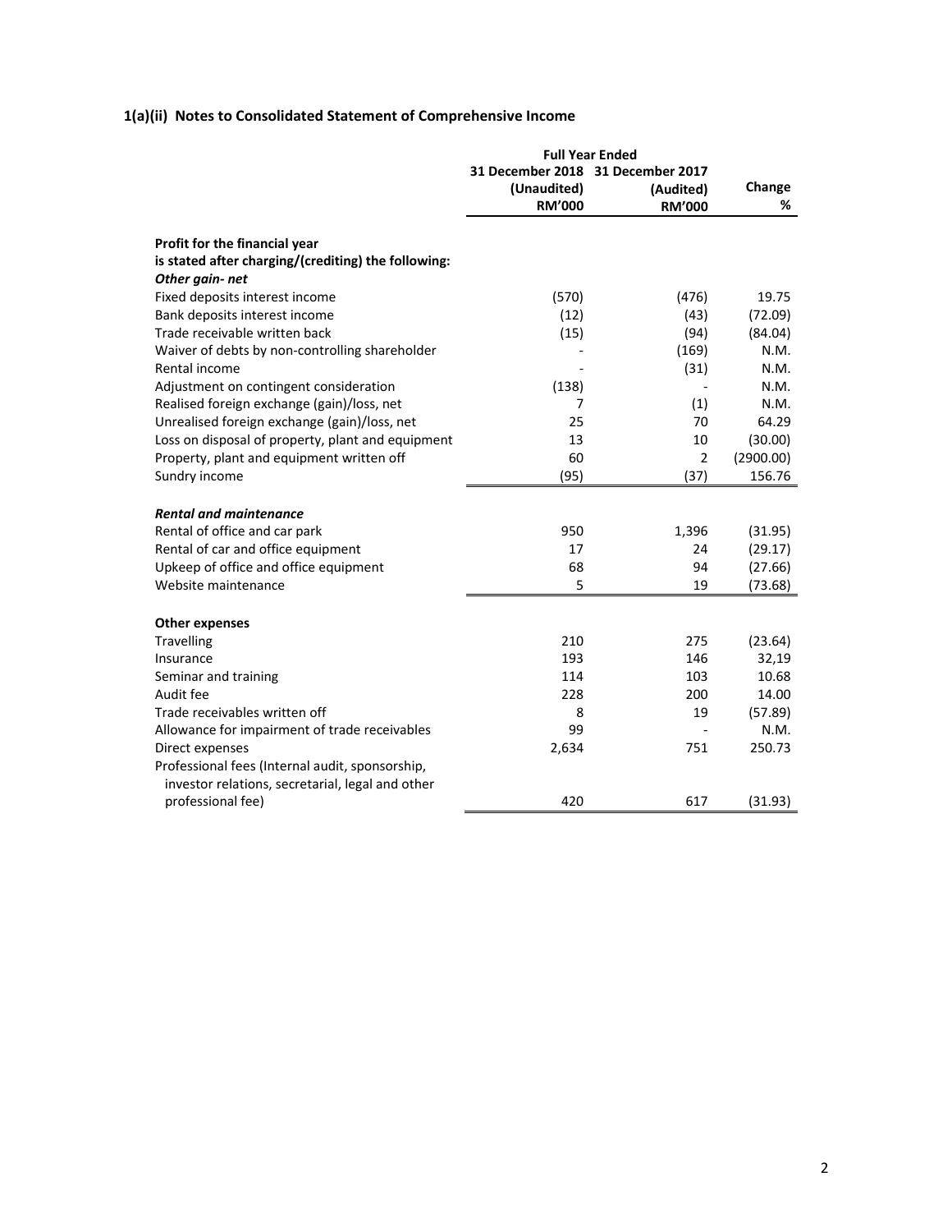### 1(a)(ii) Notes to Consolidated Statement of Comprehensive Income

| | Full Year Ended | | |
|---|---|---|---|
| | 31 December 2018 (Unaudited) RM'000 | 31 December 2017 (Audited) RM'000 | Change % |
| **Profit for the financial year is stated after charging/(crediting) the following:** | | | |
| ***Other gain- net*** | | | |
| Fixed deposits interest income | (570) | (476) | 19.75 |
| Bank deposits interest income | (12) | (43) | (72.09) |
| Trade receivable written back | (15) | (94) | (84.04) |
| Waiver of debts by non-controlling shareholder | - | (169) | N.M. |
| Rental income | - | (31) | N.M. |
| Adjustment on contingent consideration | (138) | - | N.M. |
| Realised foreign exchange (gain)/loss, net | 7 | (1) | N.M. |
| Unrealised foreign exchange (gain)/loss, net | 25 | 70 | 64.29 |
| Loss on disposal of property, plant and equipment | 13 | 10 | (30.00) |
| Property, plant and equipment written off | 60 | 2 | (2900.00) |
| Sundry income | (95) | (37) | 156.76 |
| ***Rental and maintenance*** | | | |
| Rental of office and car park | 950 | 1,396 | (31.95) |
| Rental of car and office equipment | 17 | 24 | (29.17) |
| Upkeep of office and office equipment | 68 | 94 | (27.66) |
| Website maintenance | 5 | 19 | (73.68) |
| **Other expenses** | | | |
| Travelling | 210 | 275 | (23.64) |
| Insurance | 193 | 146 | 32,19 |
| Seminar and training | 114 | 103 | 10.68 |
| Audit fee | 228 | 200 | 14.00 |
| Trade receivables written off | 8 | 19 | (57.89) |
| Allowance for impairment of trade receivables | 99 | - | N.M. |
| Direct expenses | 2,634 | 751 | 250.73 |
| Professional fees (Internal audit, sponsorship, investor relations, secretarial, legal and other professional fee) | 420 | 617 | (31.93) |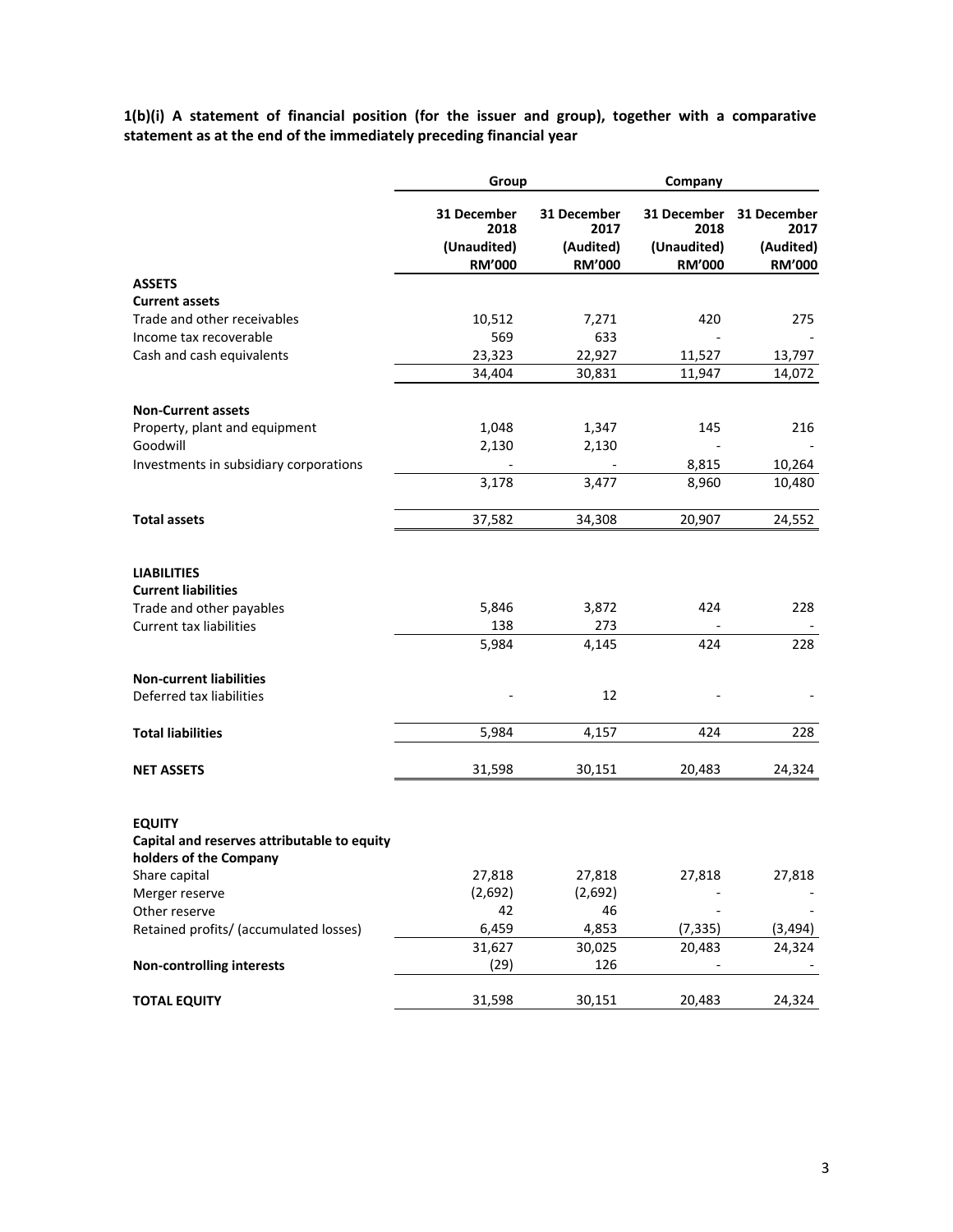**1(b)(i) A statement of financial position (for the issuer and group), together with a comparative statement as at the end of the immediately preceding financial year**

| | Group | | Company | |
|---|---|---|---|---|
| | 31 December 2018 (Unaudited) RM'000 | 31 December 2017 (Audited) RM'000 | 31 December 2018 (Unaudited) RM'000 | 31 December 2017 (Audited) RM'000 |
| **ASSETS** | | | | |
| **Current assets** | | | | |
| Trade and other receivables | 10,512 | 7,271 | 420 | 275 |
| Income tax recoverable | 569 | 633 | - | - |
| Cash and cash equivalents | 23,323 | 22,927 | 11,527 | 13,797 |
| | 34,404 | 30,831 | 11,947 | 14,072 |
| **Non-Current assets** | | | | |
| Property, plant and equipment | 1,048 | 1,347 | 145 | 216 |
| Goodwill | 2,130 | 2,130 | - | - |
| Investments in subsidiary corporations | - | - | 8,815 | 10,264 |
| | 3,178 | 3,477 | 8,960 | 10,480 |
| **Total assets** | 37,582 | 34,308 | 20,907 | 24,552 |
| **LIABILITIES** | | | | |
| **Current liabilities** | | | | |
| Trade and other payables | 5,846 | 3,872 | 424 | 228 |
| Current tax liabilities | 138 | 273 | - | - |
| | 5,984 | 4,145 | 424 | 228 |
| **Non-current liabilities** | | | | |
| Deferred tax liabilities | - | 12 | - | - |
| **Total liabilities** | 5,984 | 4,157 | 424 | 228 |
| **NET ASSETS** | 31,598 | 30,151 | 20,483 | 24,324 |
| **EQUITY** | | | | |
| **Capital and reserves attributable to equity holders of the Company** | | | | |
| Share capital | 27,818 | 27,818 | 27,818 | 27,818 |
| Merger reserve | (2,692) | (2,692) | - | - |
| Other reserve | 42 | 46 | - | - |
| Retained profits/ (accumulated losses) | 6,459 | 4,853 | (7,335) | (3,494) |
| | 31,627 | 30,025 | 20,483 | 24,324 |
| **Non-controlling interests** | (29) | 126 | - | - |
| **TOTAL EQUITY** | 31,598 | 30,151 | 20,483 | 24,324 |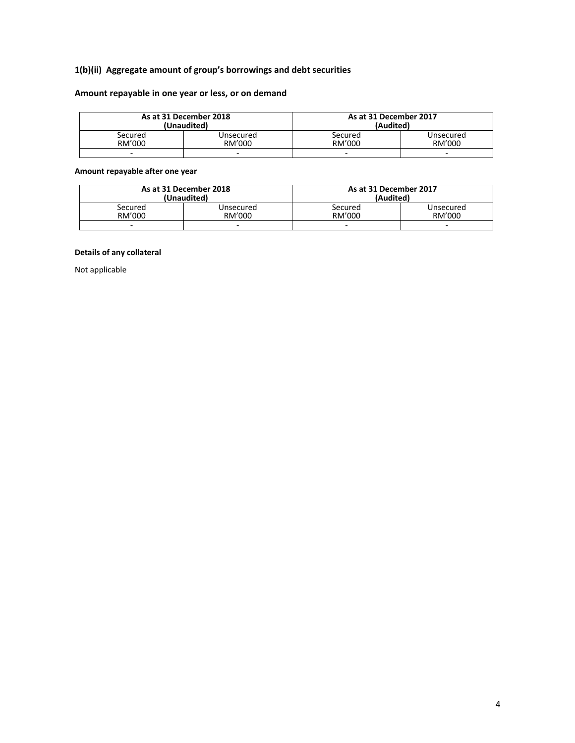### 1(b)(ii) Aggregate amount of group's borrowings and debt securities

### Amount repayable in one year or less, or on demand

| As at 31 December 2018 (Unaudited) | | As at 31 December 2017 (Audited) | |
|---|---|---|---|
| Secured RM'000 | Unsecured RM'000 | Secured RM'000 | Unsecured RM'000 |
| - | - | - | - |

**Amount repayable after one year**

| As at 31 December 2018 (Unaudited) | | As at 31 December 2017 (Audited) | |
|---|---|---|---|
| Secured RM'000 | Unsecured RM'000 | Secured RM'000 | Unsecured RM'000 |
| - | - | - | - |

**Details of any collateral**

Not applicable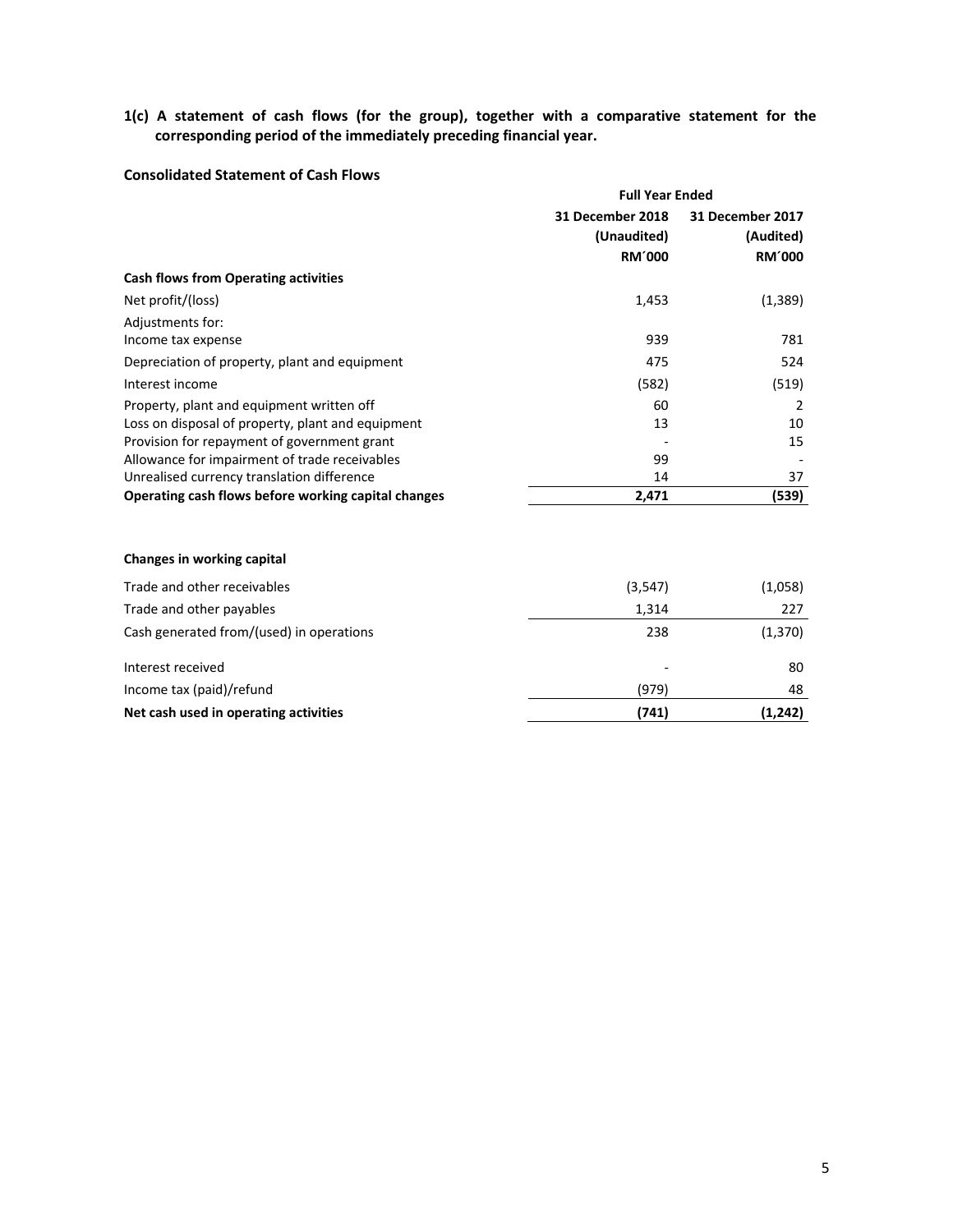**1(c) A statement of cash flows (for the group), together with a comparative statement for the corresponding period of the immediately preceding financial year.**

**Consolidated Statement of Cash Flows**

| | Full Year Ended | |
|---|---|---|
| | **31 December 2018 (Unaudited) RM´000** | **31 December 2017 (Audited) RM´000** |
| **Cash flows from Operating activities** | | |
| Net profit/(loss) | 1,453 | (1,389) |
| Adjustments for: | | |
| Income tax expense | 939 | 781 |
| Depreciation of property, plant and equipment | 475 | 524 |
| Interest income | (582) | (519) |
| Property, plant and equipment written off | 60 | 2 |
| Loss on disposal of property, plant and equipment | 13 | 10 |
| Provision for repayment of government grant | - | 15 |
| Allowance for impairment of trade receivables | 99 | - |
| Unrealised currency translation difference | 14 | 37 |
| **Operating cash flows before working capital changes** | **2,471** | **(539)** |
| | | |
| **Changes in working capital** | | |
| Trade and other receivables | (3,547) | (1,058) |
| Trade and other payables | 1,314 | 227 |
| Cash generated from/(used) in operations | 238 | (1,370) |
| | | |
| Interest received | - | 80 |
| Income tax (paid)/refund | (979) | 48 |
| **Net cash used in operating activities** | **(741)** | **(1,242)** |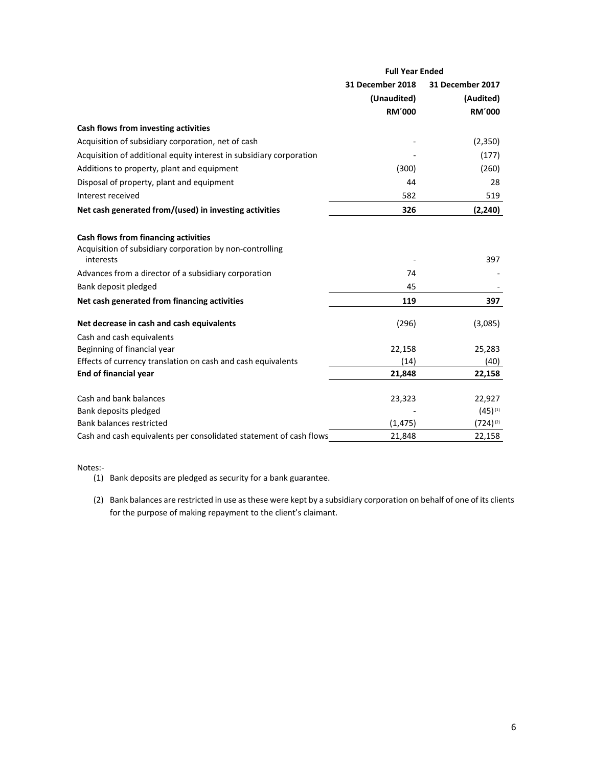| | Full Year Ended | |
|---|---|---|
| | 31 December 2018 | 31 December 2017 |
| | (Unaudited) | (Audited) |
| | RM´000 | RM´000 |
| **Cash flows from investing activities** | | |
| Acquisition of subsidiary corporation, net of cash | - | (2,350) |
| Acquisition of additional equity interest in subsidiary corporation | - | (177) |
| Additions to property, plant and equipment | (300) | (260) |
| Disposal of property, plant and equipment | 44 | 28 |
| Interest received | 582 | 519 |
| **Net cash generated from/(used) in investing activities** | **326** | **(2,240)** |
| | | |
| **Cash flows from financing activities** | | |
| Acquisition of subsidiary corporation by non-controlling interests | - | 397 |
| Advances from a director of a subsidiary corporation | 74 | - |
| Bank deposit pledged | 45 | - |
| **Net cash generated from financing activities** | **119** | **397** |
| | | |
| **Net decrease in cash and cash equivalents** | (296) | (3,085) |
| Cash and cash equivalents | | |
| Beginning of financial year | 22,158 | 25,283 |
| Effects of currency translation on cash and cash equivalents | (14) | (40) |
| **End of financial year** | **21,848** | **22,158** |
| | | |
| Cash and bank balances | 23,323 | 22,927 |
| Bank deposits pledged | - | (45) [1] |
| Bank balances restricted | (1,475) | (724) [2] |
| Cash and cash equivalents per consolidated statement of cash flows | 21,848 | 22,158 |

Notes:-

(1) Bank deposits are pledged as security for a bank guarantee.

(2) Bank balances are restricted in use as these were kept by a subsidiary corporation on behalf of one of its clients for the purpose of making repayment to the client's claimant.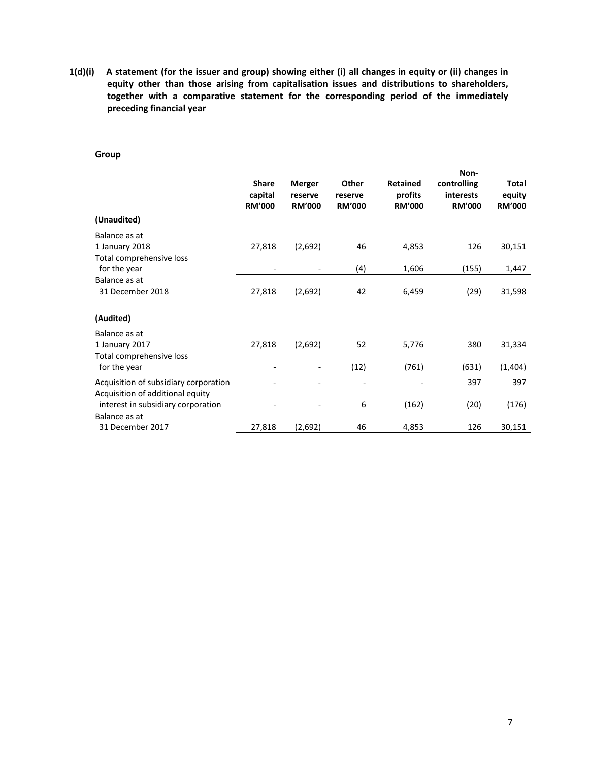**1(d)(i) A statement (for the issuer and group) showing either (i) all changes in equity or (ii) changes in equity other than those arising from capitalisation issues and distributions to shareholders, together with a comparative statement for the corresponding period of the immediately preceding financial year**

**Group**

| | Share capital RM'000 | Merger reserve RM'000 | Other reserve RM'000 | Retained profits RM'000 | Non-controlling interests RM'000 | Total equity RM'000 |
|---|---|---|---|---|---|---|
| **(Unaudited)** | | | | | | |
| Balance as at 1 January 2018 | 27,818 | (2,692) | 46 | 4,853 | 126 | 30,151 |
| Total comprehensive loss for the year | - | - | (4) | 1,606 | (155) | 1,447 |
| Balance as at 31 December 2018 | 27,818 | (2,692) | 42 | 6,459 | (29) | 31,598 |
| **(Audited)** | | | | | | |
| Balance as at 1 January 2017 | 27,818 | (2,692) | 52 | 5,776 | 380 | 31,334 |
| Total comprehensive loss for the year | - | - | (12) | (761) | (631) | (1,404) |
| Acquisition of subsidiary corporation | - | - | - | - | 397 | 397 |
| Acquisition of additional equity interest in subsidiary corporation | - | - | 6 | (162) | (20) | (176) |
| Balance as at 31 December 2017 | 27,818 | (2,692) | 46 | 4,853 | 126 | 30,151 |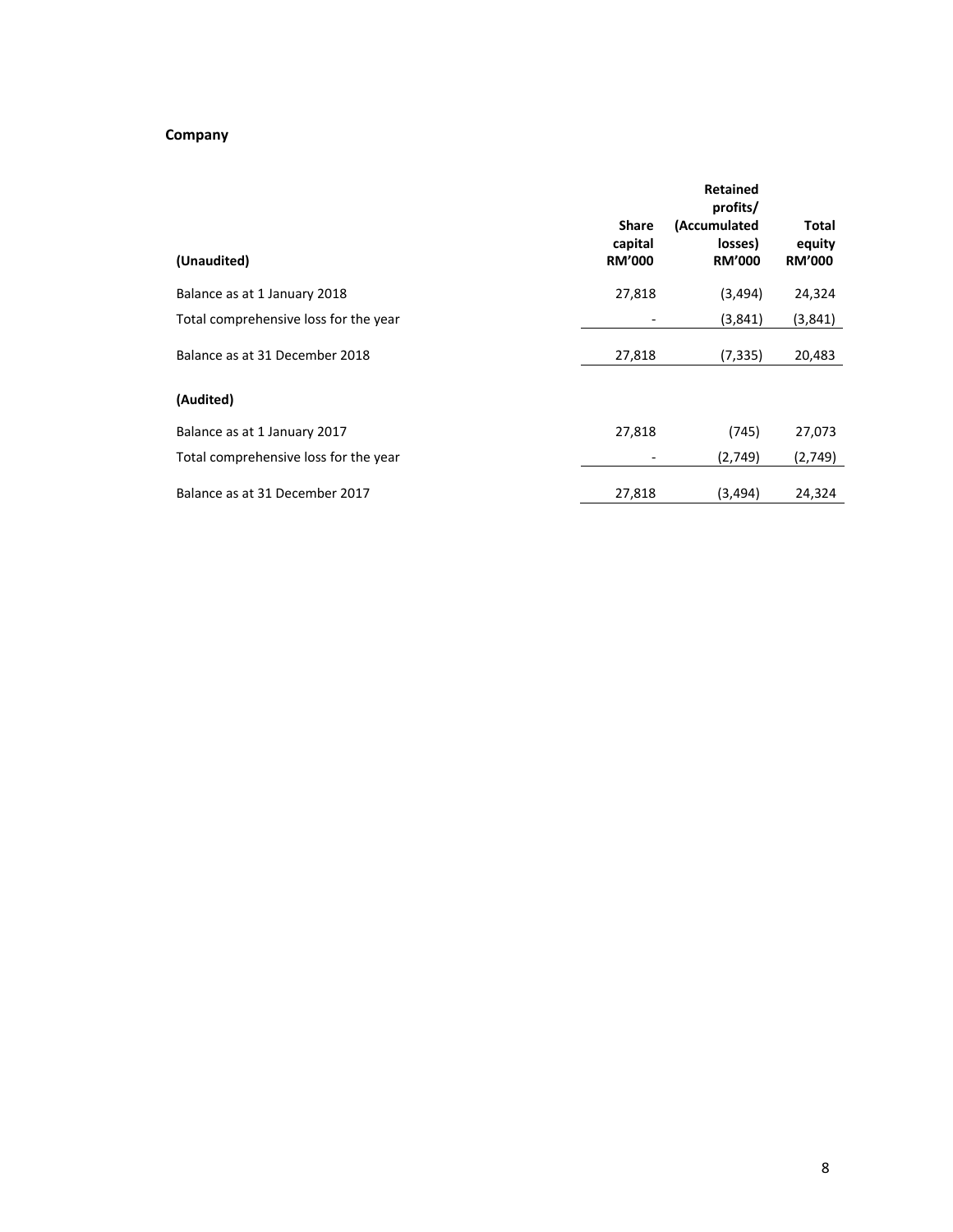**Company**

| (Unaudited) | Share capital RM'000 | Retained profits/ (Accumulated losses) RM'000 | Total equity RM'000 |
|---|---|---|---|
| Balance as at 1 January 2018 | 27,818 | (3,494) | 24,324 |
| Total comprehensive loss for the year | - | (3,841) | (3,841) |
| Balance as at 31 December 2018 | 27,818 | (7,335) | 20,483 |
| **(Audited)** | | | |
| Balance as at 1 January 2017 | 27,818 | (745) | 27,073 |
| Total comprehensive loss for the year | - | (2,749) | (2,749) |
| Balance as at 31 December 2017 | 27,818 | (3,494) | 24,324 |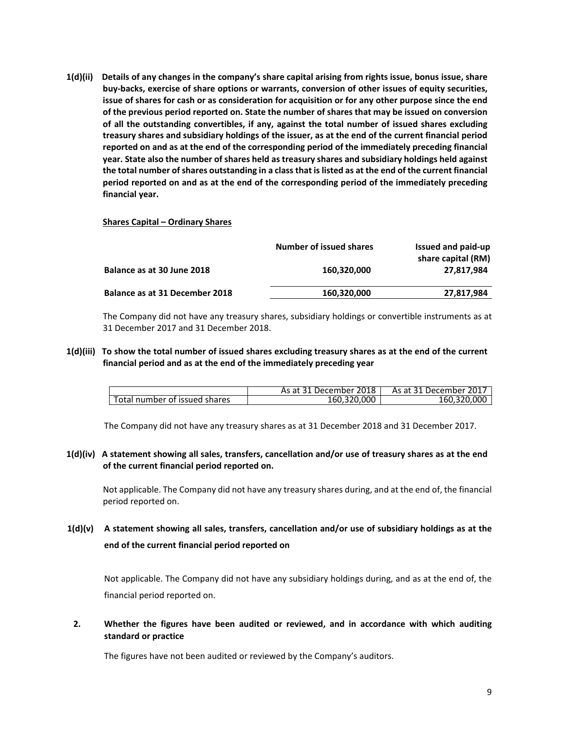**1(d)(ii) Details of any changes in the company's share capital arising from rights issue, bonus issue, share buy-backs, exercise of share options or warrants, conversion of other issues of equity securities, issue of shares for cash or as consideration for acquisition or for any other purpose since the end of the previous period reported on. State the number of shares that may be issued on conversion of all the outstanding convertibles, if any, against the total number of issued shares excluding treasury shares and subsidiary holdings of the issuer, as at the end of the current financial period reported on and as at the end of the corresponding period of the immediately preceding financial year. State also the number of shares held as treasury shares and subsidiary holdings held against the total number of shares outstanding in a class that is listed as at the end of the current financial period reported on and as at the end of the corresponding period of the immediately preceding financial year.**

**Shares Capital – Ordinary Shares**

| | Number of issued shares | Issued and paid-up share capital (RM) |
|---|---|---|
| **Balance as at 30 June 2018** | **160,320,000** | **27,817,984** |
| **Balance as at 31 December 2018** | **160,320,000** | **27,817,984** |

The Company did not have any treasury shares, subsidiary holdings or convertible instruments as at 31 December 2017 and 31 December 2018.

**1(d)(iii) To show the total number of issued shares excluding treasury shares as at the end of the current financial period and as at the end of the immediately preceding year**

| | As at 31 December 2018 | As at 31 December 2017 |
|---|---|---|
| Total number of issued shares | 160,320,000 | 160,320,000 |

The Company did not have any treasury shares as at 31 December 2018 and 31 December 2017.

**1(d)(iv) A statement showing all sales, transfers, cancellation and/or use of treasury shares as at the end of the current financial period reported on.**

Not applicable. The Company did not have any treasury shares during, and at the end of, the financial period reported on.

**1(d)(v) A statement showing all sales, transfers, cancellation and/or use of subsidiary holdings as at the end of the current financial period reported on**

Not applicable. The Company did not have any subsidiary holdings during, and as at the end of, the financial period reported on.

**2. Whether the figures have been audited or reviewed, and in accordance with which auditing standard or practice**

The figures have not been audited or reviewed by the Company's auditors.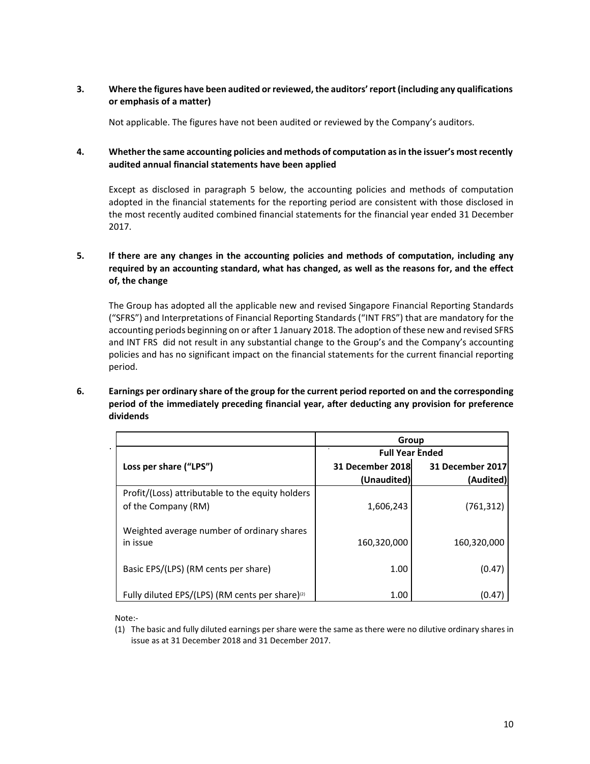**3. Where the figures have been audited or reviewed, the auditors' report (including any qualifications or emphasis of a matter)**

Not applicable. The figures have not been audited or reviewed by the Company's auditors.

**4. Whether the same accounting policies and methods of computation as in the issuer's most recently audited annual financial statements have been applied**

Except as disclosed in paragraph 5 below, the accounting policies and methods of computation adopted in the financial statements for the reporting period are consistent with those disclosed in the most recently audited combined financial statements for the financial year ended 31 December 2017.

**5. If there are any changes in the accounting policies and methods of computation, including any required by an accounting standard, what has changed, as well as the reasons for, and the effect of, the change**

The Group has adopted all the applicable new and revised Singapore Financial Reporting Standards ("SFRS") and Interpretations of Financial Reporting Standards ("INT FRS") that are mandatory for the accounting periods beginning on or after 1 January 2018. The adoption of these new and revised SFRS and INT FRS did not result in any substantial change to the Group's and the Company's accounting policies and has no significant impact on the financial statements for the current financial reporting period.

**6. Earnings per ordinary share of the group for the current period reported on and the corresponding period of the immediately preceding financial year, after deducting any provision for preference dividends**

| | Group | |
|---|---|---|
| | Full Year Ended | |
| Loss per share ("LPS") | 31 December 2018 (Unaudited) | 31 December 2017 (Audited) |
| Profit/(Loss) attributable to the equity holders of the Company (RM) | 1,606,243 | (761,312) |
| Weighted average number of ordinary shares in issue | 160,320,000 | 160,320,000 |
| Basic EPS/(LPS) (RM cents per share) | 1.00 | (0.47) |
| Fully diluted EPS/(LPS) (RM cents per share)[(2)] | 1.00 | (0.47) |

Note:-

(1) The basic and fully diluted earnings per share were the same as there were no dilutive ordinary shares in issue as at 31 December 2018 and 31 December 2017.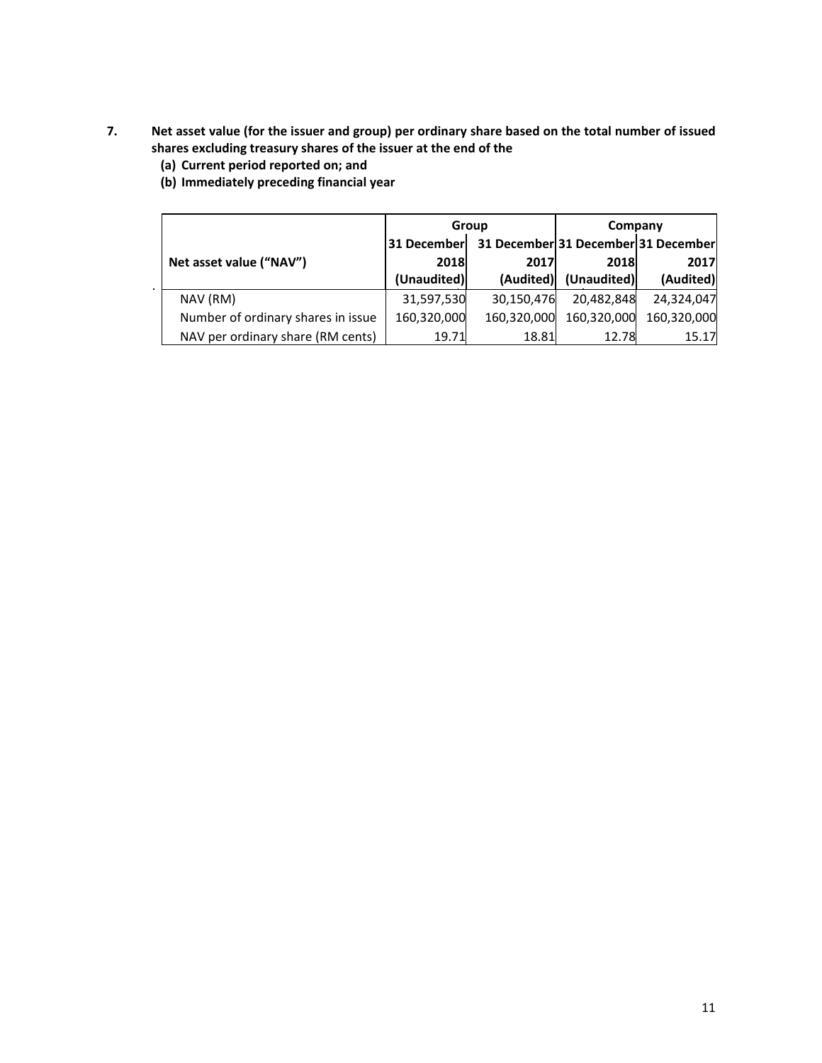**7. Net asset value (for the issuer and group) per ordinary share based on the total number of issued shares excluding treasury shares of the issuer at the end of the**

**(a) Current period reported on; and**

**(b) Immediately preceding financial year**

| Net asset value ("NAV") | Group | | Company | |
|---|---|---|---|---|
| | 31 December 2018 (Unaudited) | 31 December 2017 (Audited) | 31 December 2018 (Unaudited) | 31 December 2017 (Audited) |
| NAV (RM) | 31,597,530 | 30,150,476 | 20,482,848 | 24,324,047 |
| Number of ordinary shares in issue | 160,320,000 | 160,320,000 | 160,320,000 | 160,320,000 |
| NAV per ordinary share (RM cents) | 19.71 | 18.81 | 12.78 | 15.17 |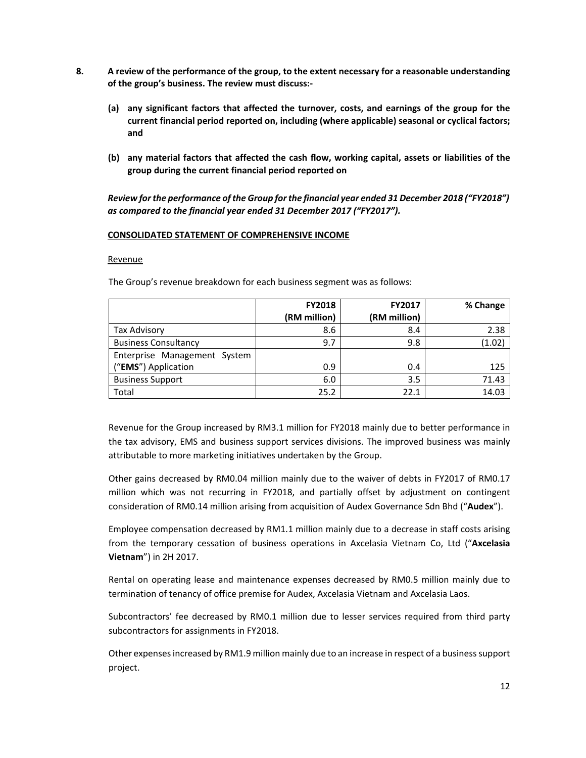8. **A review of the performance of the group, to the extent necessary for a reasonable understanding of the group's business. The review must discuss:-**

   **(a) any significant factors that affected the turnover, costs, and earnings of the group for the current financial period reported on, including (where applicable) seasonal or cyclical factors; and**

   **(b) any material factors that affected the cash flow, working capital, assets or liabilities of the group during the current financial period reported on**

***Review for the performance of the Group for the financial year ended 31 December 2018 ("FY2018") as compared to the financial year ended 31 December 2017 ("FY2017").***

**CONSOLIDATED STATEMENT OF COMPREHENSIVE INCOME**

Revenue

The Group's revenue breakdown for each business segment was as follows:

| | **FY2018 (RM million)** | **FY2017 (RM million)** | **% Change** |
|---|---|---|---|
| Tax Advisory | 8.6 | 8.4 | 2.38 |
| Business Consultancy | 9.7 | 9.8 | (1.02) |
| Enterprise Management System ("**EMS**") Application | 0.9 | 0.4 | 125 |
| Business Support | 6.0 | 3.5 | 71.43 |
| Total | 25.2 | 22.1 | 14.03 |

Revenue for the Group increased by RM3.1 million for FY2018 mainly due to better performance in the tax advisory, EMS and business support services divisions. The improved business was mainly attributable to more marketing initiatives undertaken by the Group.

Other gains decreased by RM0.04 million mainly due to the waiver of debts in FY2017 of RM0.17 million which was not recurring in FY2018, and partially offset by adjustment on contingent consideration of RM0.14 million arising from acquisition of Audex Governance Sdn Bhd ("**Audex**").

Employee compensation decreased by RM1.1 million mainly due to a decrease in staff costs arising from the temporary cessation of business operations in Axcelasia Vietnam Co, Ltd ("**Axcelasia Vietnam**") in 2H 2017.

Rental on operating lease and maintenance expenses decreased by RM0.5 million mainly due to termination of tenancy of office premise for Audex, Axcelasia Vietnam and Axcelasia Laos.

Subcontractors' fee decreased by RM0.1 million due to lesser services required from third party subcontractors for assignments in FY2018.

Other expenses increased by RM1.9 million mainly due to an increase in respect of a business support project.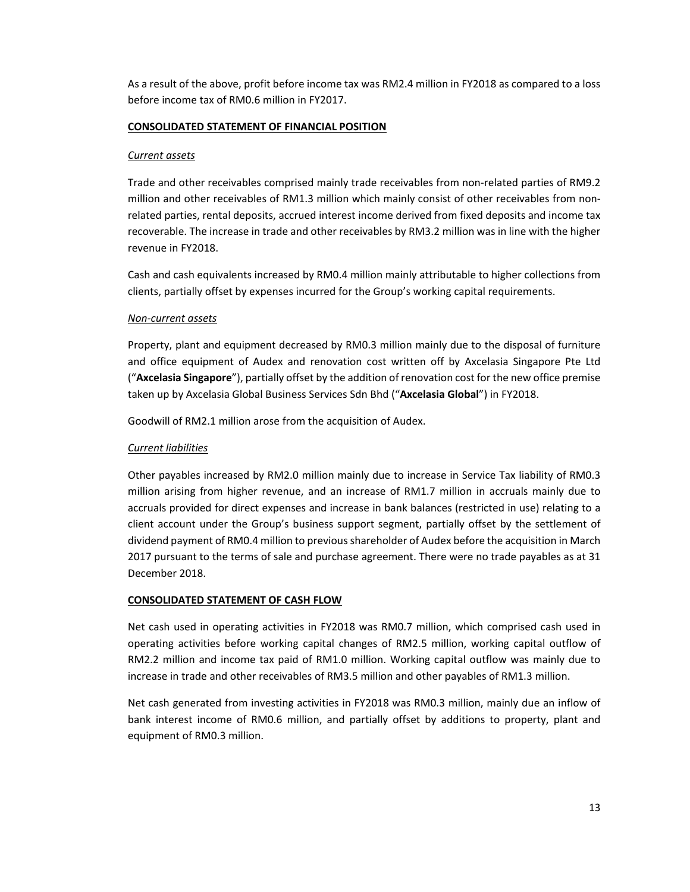As a result of the above, profit before income tax was RM2.4 million in FY2018 as compared to a loss before income tax of RM0.6 million in FY2017.

**CONSOLIDATED STATEMENT OF FINANCIAL POSITION**

*Current assets*

Trade and other receivables comprised mainly trade receivables from non-related parties of RM9.2 million and other receivables of RM1.3 million which mainly consist of other receivables from non-related parties, rental deposits, accrued interest income derived from fixed deposits and income tax recoverable. The increase in trade and other receivables by RM3.2 million was in line with the higher revenue in FY2018.

Cash and cash equivalents increased by RM0.4 million mainly attributable to higher collections from clients, partially offset by expenses incurred for the Group's working capital requirements.

*Non-current assets*

Property, plant and equipment decreased by RM0.3 million mainly due to the disposal of furniture and office equipment of Audex and renovation cost written off by Axcelasia Singapore Pte Ltd ("**Axcelasia Singapore**"), partially offset by the addition of renovation cost for the new office premise taken up by Axcelasia Global Business Services Sdn Bhd ("**Axcelasia Global**") in FY2018.

Goodwill of RM2.1 million arose from the acquisition of Audex.

*Current liabilities*

Other payables increased by RM2.0 million mainly due to increase in Service Tax liability of RM0.3 million arising from higher revenue, and an increase of RM1.7 million in accruals mainly due to accruals provided for direct expenses and increase in bank balances (restricted in use) relating to a client account under the Group's business support segment, partially offset by the settlement of dividend payment of RM0.4 million to previous shareholder of Audex before the acquisition in March 2017 pursuant to the terms of sale and purchase agreement. There were no trade payables as at 31 December 2018.

**CONSOLIDATED STATEMENT OF CASH FLOW**

Net cash used in operating activities in FY2018 was RM0.7 million, which comprised cash used in operating activities before working capital changes of RM2.5 million, working capital outflow of RM2.2 million and income tax paid of RM1.0 million. Working capital outflow was mainly due to increase in trade and other receivables of RM3.5 million and other payables of RM1.3 million.

Net cash generated from investing activities in FY2018 was RM0.3 million, mainly due an inflow of bank interest income of RM0.6 million, and partially offset by additions to property, plant and equipment of RM0.3 million.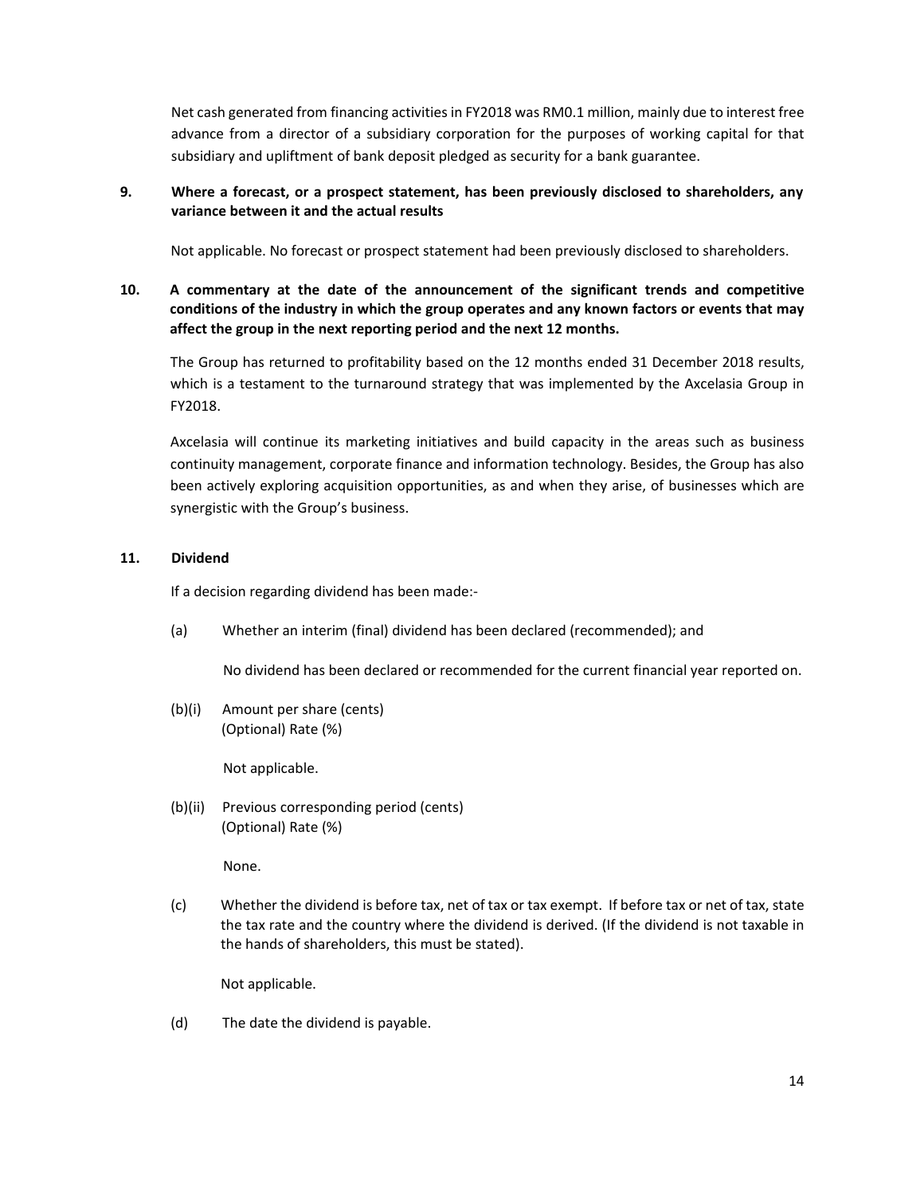Net cash generated from financing activities in FY2018 was RM0.1 million, mainly due to interest free advance from a director of a subsidiary corporation for the purposes of working capital for that subsidiary and upliftment of bank deposit pledged as security for a bank guarantee.

**9. Where a forecast, or a prospect statement, has been previously disclosed to shareholders, any variance between it and the actual results**

Not applicable. No forecast or prospect statement had been previously disclosed to shareholders.

**10. A commentary at the date of the announcement of the significant trends and competitive conditions of the industry in which the group operates and any known factors or events that may affect the group in the next reporting period and the next 12 months.**

The Group has returned to profitability based on the 12 months ended 31 December 2018 results, which is a testament to the turnaround strategy that was implemented by the Axcelasia Group in FY2018.

Axcelasia will continue its marketing initiatives and build capacity in the areas such as business continuity management, corporate finance and information technology. Besides, the Group has also been actively exploring acquisition opportunities, as and when they arise, of businesses which are synergistic with the Group's business.

**11. Dividend**

If a decision regarding dividend has been made:-

(a) Whether an interim (final) dividend has been declared (recommended); and

No dividend has been declared or recommended for the current financial year reported on.

(b)(i) Amount per share (cents)
(Optional) Rate (%)

Not applicable.

(b)(ii) Previous corresponding period (cents)
(Optional) Rate (%)

None.

(c) Whether the dividend is before tax, net of tax or tax exempt. If before tax or net of tax, state the tax rate and the country where the dividend is derived. (If the dividend is not taxable in the hands of shareholders, this must be stated).

Not applicable.

(d) The date the dividend is payable.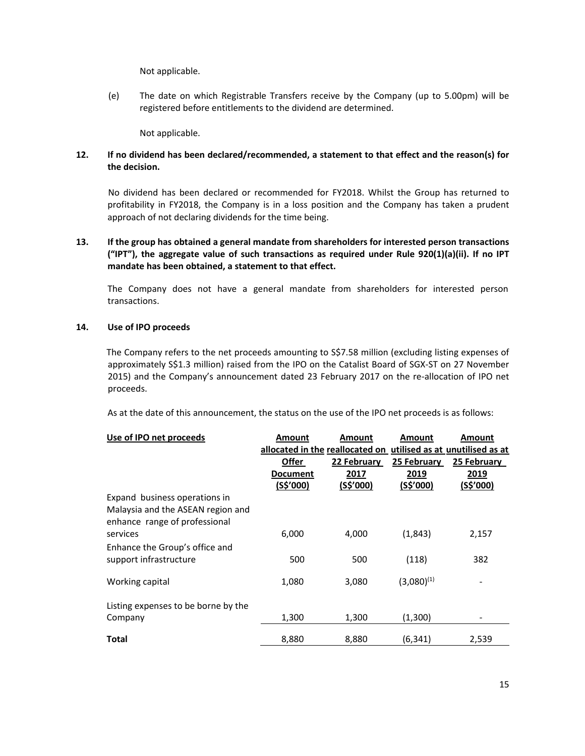Not applicable.

(e) The date on which Registrable Transfers receive by the Company (up to 5.00pm) will be registered before entitlements to the dividend are determined.

Not applicable.

**12. If no dividend has been declared/recommended, a statement to that effect and the reason(s) for the decision.**

No dividend has been declared or recommended for FY2018. Whilst the Group has returned to profitability in FY2018, the Company is in a loss position and the Company has taken a prudent approach of not declaring dividends for the time being.

**13. If the group has obtained a general mandate from shareholders for interested person transactions ("IPT"), the aggregate value of such transactions as required under Rule 920(1)(a)(ii). If no IPT mandate has been obtained, a statement to that effect.**

The Company does not have a general mandate from shareholders for interested person transactions.

**14. Use of IPO proceeds**

The Company refers to the net proceeds amounting to S$7.58 million (excluding listing expenses of approximately S$1.3 million) raised from the IPO on the Catalist Board of SGX-ST on 27 November 2015) and the Company's announcement dated 23 February 2017 on the re-allocation of IPO net proceeds.

As at the date of this announcement, the status on the use of the IPO net proceeds is as follows:

| Use of IPO net proceeds | Amount allocated in the Offer Document (S$'000) | Amount reallocated on 22 February 2017 (S$'000) | Amount utilised as at 25 February 2019 (S$'000) | Amount unutilised as at 25 February 2019 (S$'000) |
|---|---|---|---|---|
| Expand business operations in Malaysia and the ASEAN region and enhance range of professional services | 6,000 | 4,000 | (1,843) | 2,157 |
| Enhance the Group's office and support infrastructure | 500 | 500 | (118) | 382 |
| Working capital | 1,080 | 3,080 | (3,080)(1) | - |
| Listing expenses to be borne by the Company | 1,300 | 1,300 | (1,300) | - |
| **Total** | 8,880 | 8,880 | (6,341) | 2,539 |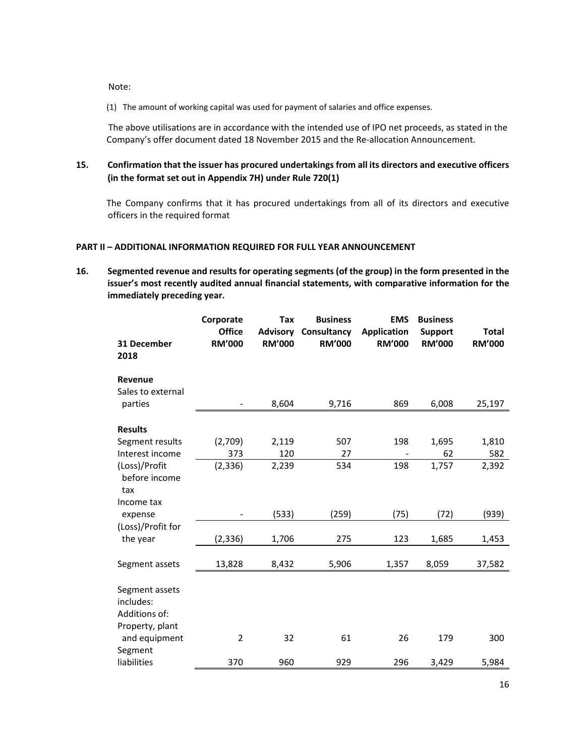Note:

(1) The amount of working capital was used for payment of salaries and office expenses.

The above utilisations are in accordance with the intended use of IPO net proceeds, as stated in the Company's offer document dated 18 November 2015 and the Re-allocation Announcement.

**15. Confirmation that the issuer has procured undertakings from all its directors and executive officers (in the format set out in Appendix 7H) under Rule 720(1)**

The Company confirms that it has procured undertakings from all of its directors and executive officers in the required format

**PART II – ADDITIONAL INFORMATION REQUIRED FOR FULL YEAR ANNOUNCEMENT**

**16. Segmented revenue and results for operating segments (of the group) in the form presented in the issuer's most recently audited annual financial statements, with comparative information for the immediately preceding year.**

| 31 December 2018 | Corporate Office RM'000 | Tax Advisory RM'000 | Business Consultancy RM'000 | EMS Application RM'000 | Business Support RM'000 | Total RM'000 |
|---|---|---|---|---|---|---|
| **Revenue** | | | | | | |
| Sales to external parties | - | 8,604 | 9,716 | 869 | 6,008 | 25,197 |
| **Results** | | | | | | |
| Segment results | (2,709) | 2,119 | 507 | 198 | 1,695 | 1,810 |
| Interest income | 373 | 120 | 27 | - | 62 | 582 |
| (Loss)/Profit before income tax | (2,336) | 2,239 | 534 | 198 | 1,757 | 2,392 |
| Income tax expense | - | (533) | (259) | (75) | (72) | (939) |
| (Loss)/Profit for the year | (2,336) | 1,706 | 275 | 123 | 1,685 | 1,453 |
| Segment assets | 13,828 | 8,432 | 5,906 | 1,357 | 8,059 | 37,582 |
| Segment assets includes: | | | | | | |
| Additions of: | | | | | | |
| Property, plant and equipment | 2 | 32 | 61 | 26 | 179 | 300 |
| Segment liabilities | 370 | 960 | 929 | 296 | 3,429 | 5,984 |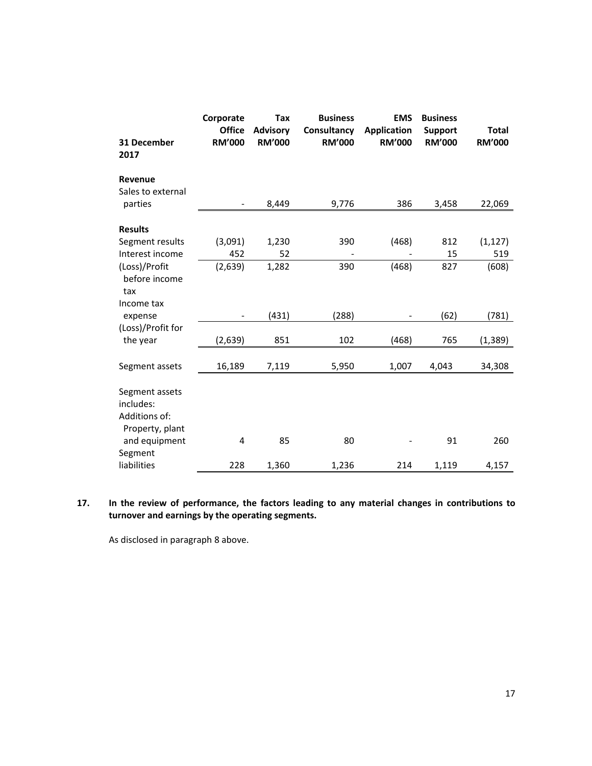| 31 December 2017 | Corporate Office RM'000 | Tax Advisory RM'000 | Business Consultancy RM'000 | EMS Application RM'000 | Business Support RM'000 | Total RM'000 |
|---|---|---|---|---|---|---|
| **Revenue** | | | | | | |
| Sales to external parties | - | 8,449 | 9,776 | 386 | 3,458 | 22,069 |
| **Results** | | | | | | |
| Segment results | (3,091) | 1,230 | 390 | (468) | 812 | (1,127) |
| Interest income | 452 | 52 | - | - | 15 | 519 |
| (Loss)/Profit before income tax | (2,639) | 1,282 | 390 | (468) | 827 | (608) |
| Income tax expense | - | (431) | (288) | - | (62) | (781) |
| (Loss)/Profit for the year | (2,639) | 851 | 102 | (468) | 765 | (1,389) |
| Segment assets | 16,189 | 7,119 | 5,950 | 1,007 | 4,043 | 34,308 |
| Segment assets includes: | | | | | | |
| Additions of: | | | | | | |
| Property, plant and equipment | 4 | 85 | 80 | - | 91 | 260 |
| Segment liabilities | 228 | 1,360 | 1,236 | 214 | 1,119 | 4,157 |

**17. In the review of performance, the factors leading to any material changes in contributions to turnover and earnings by the operating segments.**

As disclosed in paragraph 8 above.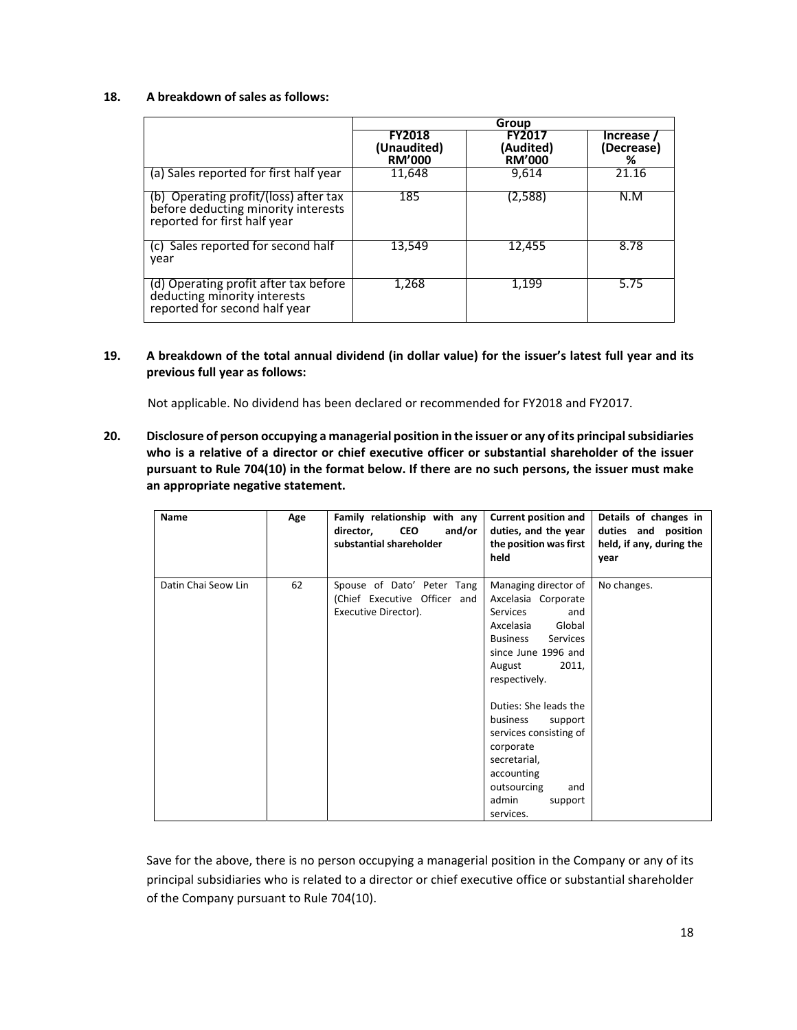**18. A breakdown of sales as follows:**

| | Group | | |
|---|---|---|---|
| | **FY2018 (Unaudited) RM'000** | **FY2017 (Audited) RM'000** | **Increase / (Decrease) %** |
| (a) Sales reported for first half year | 11,648 | 9,614 | 21.16 |
| (b) Operating profit/(loss) after tax before deducting minority interests reported for first half year | 185 | (2,588) | N.M |
| (c) Sales reported for second half year | 13,549 | 12,455 | 8.78 |
| (d) Operating profit after tax before deducting minority interests reported for second half year | 1,268 | 1,199 | 5.75 |

**19. A breakdown of the total annual dividend (in dollar value) for the issuer's latest full year and its previous full year as follows:**

Not applicable. No dividend has been declared or recommended for FY2018 and FY2017.

**20. Disclosure of person occupying a managerial position in the issuer or any of its principal subsidiaries who is a relative of a director or chief executive officer or substantial shareholder of the issuer pursuant to Rule 704(10) in the format below. If there are no such persons, the issuer must make an appropriate negative statement.**

| **Name** | **Age** | **Family relationship with any director, CEO and/or substantial shareholder** | **Current position and duties, and the year the position was first held** | **Details of changes in duties and position held, if any, during the year** |
|---|---|---|---|---|
| Datin Chai Seow Lin | 62 | Spouse of Dato' Peter Tang (Chief Executive Officer and Executive Director). | Managing director of Axcelasia Corporate Services and Axcelasia Global Business Services since June 1996 and August 2011, respectively.<br><br>Duties: She leads the business support services consisting of corporate secretarial, accounting outsourcing and admin support services. | No changes. |

Save for the above, there is no person occupying a managerial position in the Company or any of its principal subsidiaries who is related to a director or chief executive office or substantial shareholder of the Company pursuant to Rule 704(10).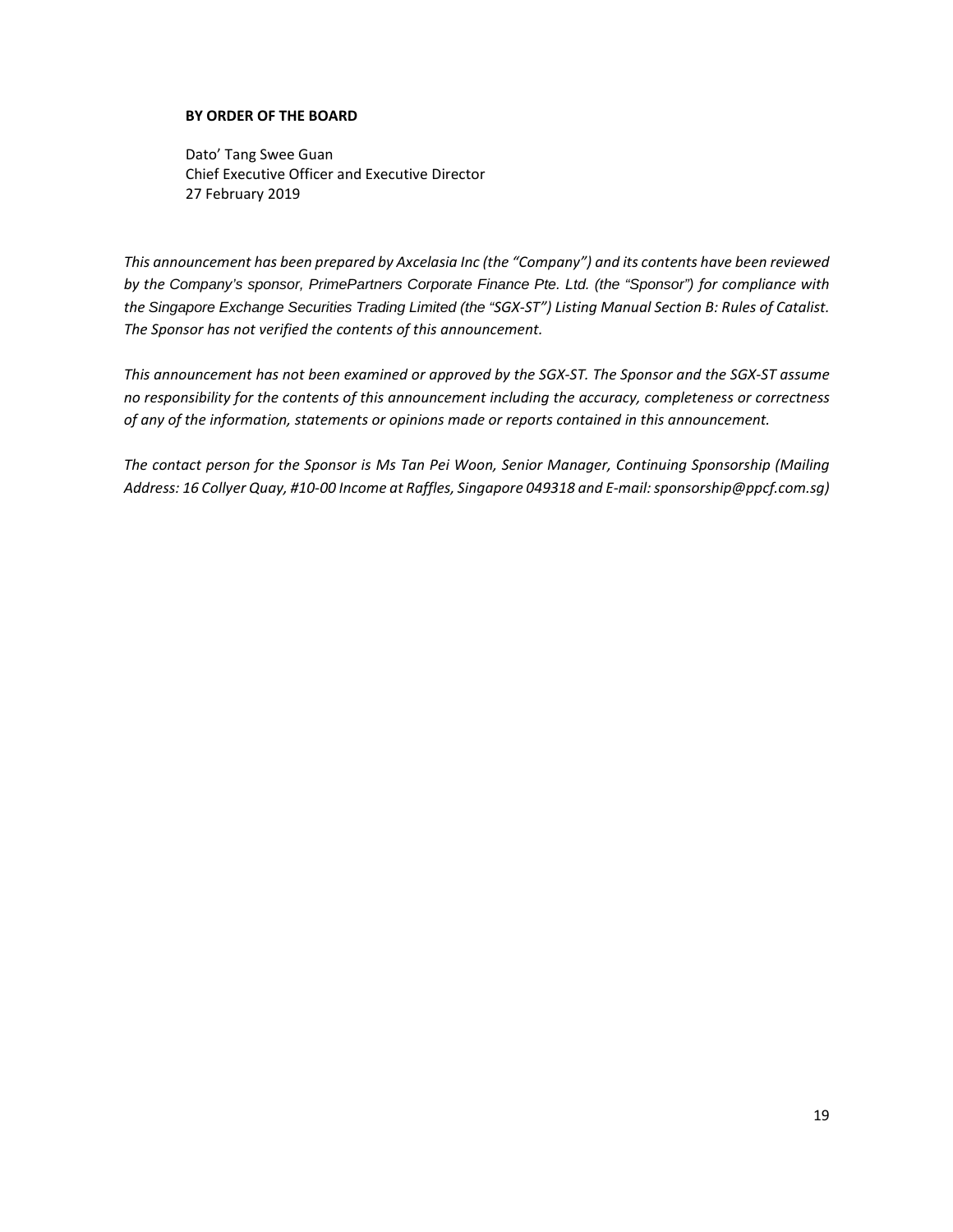**BY ORDER OF THE BOARD**

Dato' Tang Swee Guan  
Chief Executive Officer and Executive Director  
27 February 2019

*This announcement has been prepared by Axcelasia Inc (the "Company") and its contents have been reviewed by the Company's sponsor, PrimePartners Corporate Finance Pte. Ltd. (the "Sponsor") for compliance with the Singapore Exchange Securities Trading Limited (the "SGX-ST") Listing Manual Section B: Rules of Catalist. The Sponsor has not verified the contents of this announcement.*

*This announcement has not been examined or approved by the SGX-ST. The Sponsor and the SGX-ST assume no responsibility for the contents of this announcement including the accuracy, completeness or correctness of any of the information, statements or opinions made or reports contained in this announcement.*

*The contact person for the Sponsor is Ms Tan Pei Woon, Senior Manager, Continuing Sponsorship (Mailing Address: 16 Collyer Quay, #10-00 Income at Raffles, Singapore 049318 and E-mail: sponsorship@ppcf.com.sg)*